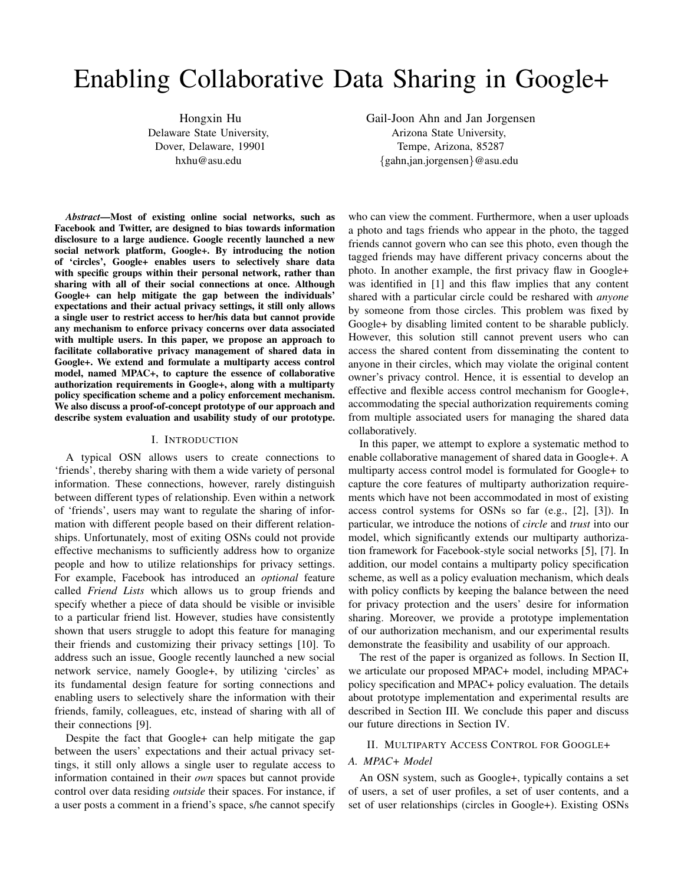# Enabling Collaborative Data Sharing in Google+

Hongxin Hu
Delaware State University,
Dover, Delaware, 19901
hxhu@asu.edu

Gail-Joon Ahn and Jan Jorgensen
Arizona State University,
Tempe, Arizona, 85287
{gahn,jan.jorgensen}@asu.edu

***Abstract*—Most of existing online social networks, such as Facebook and Twitter, are designed to bias towards information disclosure to a large audience. Google recently launched a new social network platform, Google+. By introducing the notion of 'circles', Google+ enables users to selectively share data with specific groups within their personal network, rather than sharing with all of their social connections at once. Although Google+ can help mitigate the gap between the individuals' expectations and their actual privacy settings, it still only allows a single user to restrict access to her/his data but cannot provide any mechanism to enforce privacy concerns over data associated with multiple users. In this paper, we propose an approach to facilitate collaborative privacy management of shared data in Google+. We extend and formulate a multiparty access control model, named MPAC+, to capture the essence of collaborative authorization requirements in Google+, along with a multiparty policy specification scheme and a policy enforcement mechanism. We also discuss a proof-of-concept prototype of our approach and describe system evaluation and usability study of our prototype.**

## I. Introduction

A typical OSN allows users to create connections to 'friends', thereby sharing with them a wide variety of personal information. These connections, however, rarely distinguish between different types of relationship. Even within a network of 'friends', users may want to regulate the sharing of information with different people based on their different relationships. Unfortunately, most of exiting OSNs could not provide effective mechanisms to sufficiently address how to organize people and how to utilize relationships for privacy settings. For example, Facebook has introduced an *optional* feature called *Friend Lists* which allows us to group friends and specify whether a piece of data should be visible or invisible to a particular friend list. However, studies have consistently shown that users struggle to adopt this feature for managing their friends and customizing their privacy settings [10]. To address such an issue, Google recently launched a new social network service, namely Google+, by utilizing 'circles' as its fundamental design feature for sorting connections and enabling users to selectively share the information with their friends, family, colleagues, etc, instead of sharing with all of their connections [9].

Despite the fact that Google+ can help mitigate the gap between the users' expectations and their actual privacy settings, it still only allows a single user to regulate access to information contained in their *own* spaces but cannot provide control over data residing *outside* their spaces. For instance, if a user posts a comment in a friend's space, s/he cannot specify who can view the comment. Furthermore, when a user uploads a photo and tags friends who appear in the photo, the tagged friends cannot govern who can see this photo, even though the tagged friends may have different privacy concerns about the photo. In another example, the first privacy flaw in Google+ was identified in [1] and this flaw implies that any content shared with a particular circle could be reshared with *anyone* by someone from those circles. This problem was fixed by Google+ by disabling limited content to be sharable publicly. However, this solution still cannot prevent users who can access the shared content from disseminating the content to anyone in their circles, which may violate the original content owner's privacy control. Hence, it is essential to develop an effective and flexible access control mechanism for Google+, accommodating the special authorization requirements coming from multiple associated users for managing the shared data collaboratively.

In this paper, we attempt to explore a systematic method to enable collaborative management of shared data in Google+. A multiparty access control model is formulated for Google+ to capture the core features of multiparty authorization requirements which have not been accommodated in most of existing access control systems for OSNs so far (e.g., [2], [3]). In particular, we introduce the notions of *circle* and *trust* into our model, which significantly extends our multiparty authorization framework for Facebook-style social networks [5], [7]. In addition, our model contains a multiparty policy specification scheme, as well as a policy evaluation mechanism, which deals with policy conflicts by keeping the balance between the need for privacy protection and the users' desire for information sharing. Moreover, we provide a prototype implementation of our authorization mechanism, and our experimental results demonstrate the feasibility and usability of our approach.

The rest of the paper is organized as follows. In Section II, we articulate our proposed MPAC+ model, including MPAC+ policy specification and MPAC+ policy evaluation. The details about prototype implementation and experimental results are described in Section III. We conclude this paper and discuss our future directions in Section IV.

## II. Multiparty Access Control for Google+

### A. MPAC+ Model

An OSN system, such as Google+, typically contains a set of users, a set of user profiles, a set of user contents, and a set of user relationships (circles in Google+). Existing OSNs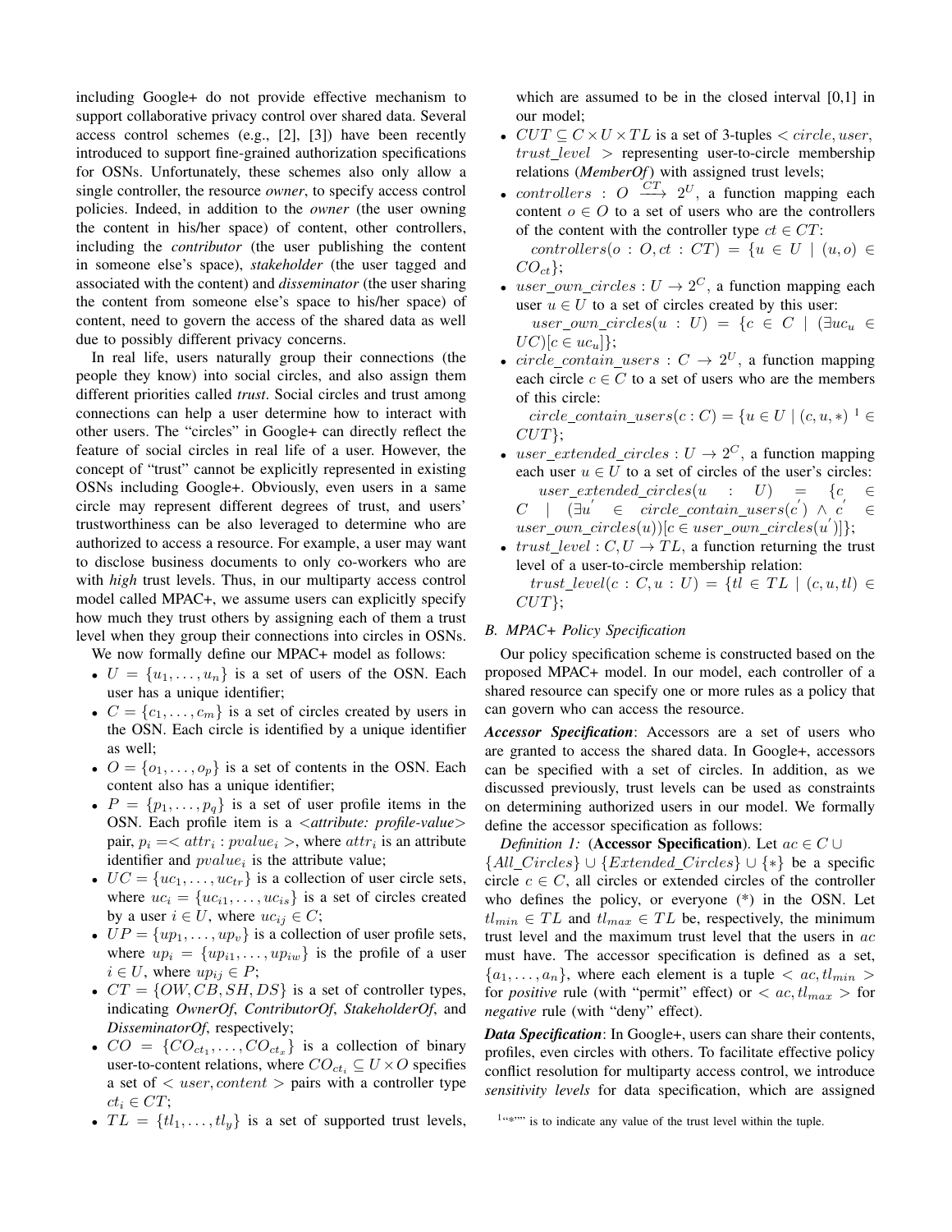including Google+ do not provide effective mechanism to support collaborative privacy control over shared data. Several access control schemes (e.g., [2], [3]) have been recently introduced to support fine-grained authorization specifications for OSNs. Unfortunately, these schemes also only allow a single controller, the resource *owner*, to specify access control policies. Indeed, in addition to the *owner* (the user owning the content in his/her space) of content, other controllers, including the *contributor* (the user publishing the content in someone else's space), *stakeholder* (the user tagged and associated with the content) and *disseminator* (the user sharing the content from someone else's space to his/her space) of content, need to govern the access of the shared data as well due to possibly different privacy concerns.

In real life, users naturally group their connections (the people they know) into social circles, and also assign them different priorities called *trust*. Social circles and trust among connections can help a user determine how to interact with other users. The "circles" in Google+ can directly reflect the feature of social circles in real life of a user. However, the concept of "trust" cannot be explicitly represented in existing OSNs including Google+. Obviously, even users in a same circle may represent different degrees of trust, and users' trustworthiness can be also leveraged to determine who are authorized to access a resource. For example, a user may want to disclose business documents to only co-workers who are with *high* trust levels. Thus, in our multiparty access control model called MPAC+, we assume users can explicitly specify how much they trust others by assigning each of them a trust level when they group their connections into circles in OSNs.

We now formally define our MPAC+ model as follows:

- $U = \{u_1, \ldots, u_n\}$ is a set of users of the OSN. Each user has a unique identifier;
- $C = \{c_1, \ldots, c_m\}$ is a set of circles created by users in the OSN. Each circle is identified by a unique identifier as well;
- $O = \{o_1, \ldots, o_p\}$ is a set of contents in the OSN. Each content also has a unique identifier;
- $P = \{p_1, \ldots, p_q\}$ is a set of user profile items in the OSN. Each profile item is a <*attribute: profile-value*> pair, $p_i = < attr_i : pvalue_i >$, where $attr_i$ is an attribute identifier and $pvalue_i$ is the attribute value;
- $UC = \{uc_1, \ldots, uc_{tr}\}$ is a collection of user circle sets, where $uc_i = \{uc_{i1}, \ldots, uc_{is}\}$ is a set of circles created by a user $i \in U$, where $uc_{ij} \in C$;
- $UP = \{up_1, \ldots, up_v\}$ is a collection of user profile sets, where $up_i = \{up_{i1}, \ldots, up_{iw}\}$ is the profile of a user $i \in U$, where $up_{ij} \in P$;
- $CT = \{OW, CB, SH, DS\}$ is a set of controller types, indicating *OwnerOf*, *ContributorOf*, *StakeholderOf*, and *DisseminatorOf*, respectively;
- $CO = \{CO_{ct_1}, \ldots, CO_{ct_x}\}$ is a collection of binary user-to-content relations, where $CO_{ct_i} \subseteq U \times O$ specifies a set of $< user, content >$ pairs with a controller type $ct_i \in CT$;
- $TL = \{tl_1, \ldots, tl_y\}$ is a set of supported trust levels, which are assumed to be in the closed interval [0,1] in our model;
- $CUT \subseteq C \times U \times TL$ is a set of 3-tuples $< circle, user, trust\_level >$ representing user-to-circle membership relations (*MemberOf*) with assigned trust levels;
- $controllers : O \xrightarrow{CT} 2^U$, a function mapping each content $o \in O$ to a set of users who are the controllers of the content with the controller type $ct \in CT$:
  $controllers(o : O, ct : CT) = \{u \in U \mid (u, o) \in CO_{ct}\}$;
- $user\_own\_circles : U \rightarrow 2^C$, a function mapping each user $u \in U$ to a set of circles created by this user:
  $user\_own\_circles(u : U) = \{c \in C \mid (\exists uc_u \in UC)[c \in uc_u]\}$;
- $circle\_contain\_users : C \rightarrow 2^U$, a function mapping each circle $c \in C$ to a set of users who are the members of this circle:
  $circle\_contain\_users(c : C) = \{u \in U \mid (c, u, *)$ [1] $\in CUT\}$;
- $user\_extended\_circles : U \rightarrow 2^C$, a function mapping each user $u \in U$ to a set of circles of the user's circles:
  $user\_extended\_circles(u : U) = \{c \in C \mid (\exists u' \in circle\_contain\_users(c') \wedge c' \in user\_own\_circles(u))[c \in user\_own\_circles(u')]\}$;
- $trust\_level : C, U \rightarrow TL$, a function returning the trust level of a user-to-circle membership relation:
  $trust\_level(c : C, u : U) = \{tl \in TL \mid (c, u, tl) \in CUT\}$;

### B. MPAC+ Policy Specification

Our policy specification scheme is constructed based on the proposed MPAC+ model. In our model, each controller of a shared resource can specify one or more rules as a policy that can govern who can access the resource.

***Accessor Specification***: Accessors are a set of users who are granted to access the shared data. In Google+, accessors can be specified with a set of circles. In addition, as we discussed previously, trust levels can be used as constraints on determining authorized users in our model. We formally define the accessor specification as follows:

*Definition 1:* (**Accessor Specification**). Let $ac \in C \cup \{All\_Circles\} \cup \{Extended\_Circles\} \cup \{*\}$ be a specific circle $c \in C$, all circles or extended circles of the controller who defines the policy, or everyone (*) in the OSN. Let $tl_{min} \in TL$ and $tl_{max} \in TL$ be, respectively, the minimum trust level and the maximum trust level that the users in $ac$ must have. The accessor specification is defined as a set, $\{a_1, \ldots, a_n\}$, where each element is a tuple $< ac, tl_{min} >$ for *positive* rule (with "permit" effect) or $< ac, tl_{max} >$ for *negative* rule (with "deny" effect).

***Data Specification***: In Google+, users can share their contents, profiles, even circles with others. To facilitate effective policy conflict resolution for multiparty access control, we introduce *sensitivity levels* for data specification, which are assigned

[1] "*" is to indicate any value of the trust level within the tuple.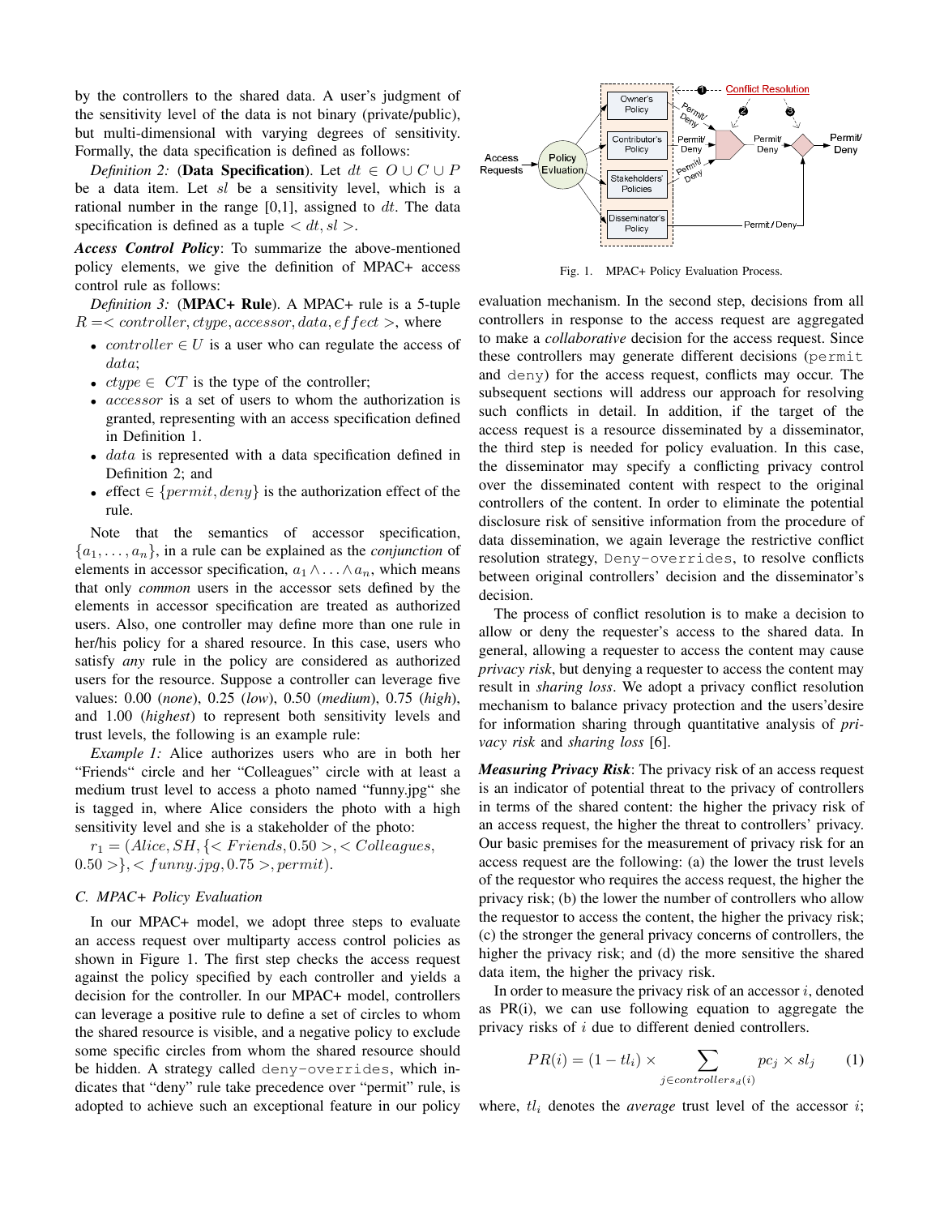by the controllers to the shared data. A user's judgment of the sensitivity level of the data is not binary (private/public), but multi-dimensional with varying degrees of sensitivity. Formally, the data specification is defined as follows:

*Definition 2:* (**Data Specification**). Let $dt \in O \cup C \cup P$ be a data item. Let $sl$ be a sensitivity level, which is a rational number in the range [0,1], assigned to $dt$. The data specification is defined as a tuple $< dt, sl >$.

***Access Control Policy***: To summarize the above-mentioned policy elements, we give the definition of MPAC+ access control rule as follows:

*Definition 3:* (**MPAC+ Rule**). A MPAC+ rule is a 5-tuple $R =< controller, ctype, accessor, data, effect >$, where

- $controller \in U$ is a user who can regulate the access of $data$;
- $ctype \in CT$ is the type of the controller;
- $accessor$ is a set of users to whom the authorization is granted, representing with an access specification defined in Definition 1.
- $data$ is represented with a data specification defined in Definition 2; and
- effect $\in \{permit, deny\}$ is the authorization effect of the rule.

Note that the semantics of accessor specification, $\{a_1, \ldots, a_n\}$, in a rule can be explained as the *conjunction* of elements in accessor specification, $a_1 \wedge \ldots \wedge a_n$, which means that only *common* users in the accessor sets defined by the elements in accessor specification are treated as authorized users. Also, one controller may define more than one rule in her/his policy for a shared resource. In this case, users who satisfy *any* rule in the policy are considered as authorized users for the resource. Suppose a controller can leverage five values: 0.00 (*none*), 0.25 (*low*), 0.50 (*medium*), 0.75 (*high*), and 1.00 (*highest*) to represent both sensitivity levels and trust levels, the following is an example rule:

*Example 1:* Alice authorizes users who are in both her "Friends" circle and her "Colleagues" circle with at least a medium trust level to access a photo named "funny.jpg" she is tagged in, where Alice considers the photo with a high sensitivity level and she is a stakeholder of the photo:

$r_1 = (Alice, SH, \{< Friends, 0.50 >, < Colleagues, 0.50 >\}, < funny.jpg, 0.75 >, permit)$.

### C. MPAC+ Policy Evaluation

In our MPAC+ model, we adopt three steps to evaluate an access request over multiparty access control policies as shown in Figure 1. The first step checks the access request against the policy specified by each controller and yields a decision for the controller. In our MPAC+ model, controllers can leverage a positive rule to define a set of circles to whom the shared resource is visible, and a negative policy to exclude some specific circles from whom the shared resource should be hidden. A strategy called `deny-overrides`, which indicates that "deny" rule take precedence over "permit" rule, is adopted to achieve such an exceptional feature in our policy evaluation mechanism. In the second step, decisions from all controllers in response to the access request are aggregated to make a *collaborative* decision for the access request. Since these controllers may generate different decisions (`permit` and `deny`) for the access request, conflicts may occur. The subsequent sections will address our approach for resolving such conflicts in detail. In addition, if the target of the access request is a resource disseminated by a disseminator, the third step is needed for policy evaluation. In this case, the disseminator may specify a conflicting privacy control over the disseminated content with respect to the original controllers of the content. In order to eliminate the potential disclosure risk of sensitive information from the procedure of data dissemination, we again leverage the restrictive conflict resolution strategy, `Deny-overrides`, to resolve conflicts between original controllers' decision and the disseminator's decision.

Fig. 1. MPAC+ Policy Evaluation Process.

The process of conflict resolution is to make a decision to allow or deny the requester's access to the shared data. In general, allowing a requester to access the content may cause *privacy risk*, but denying a requester to access the content may result in *sharing loss*. We adopt a privacy conflict resolution mechanism to balance privacy protection and the users'desire for information sharing through quantitative analysis of *privacy risk* and *sharing loss* [6].

***Measuring Privacy Risk***: The privacy risk of an access request is an indicator of potential threat to the privacy of controllers in terms of the shared content: the higher the privacy risk of an access request, the higher the threat to controllers' privacy. Our basic premises for the measurement of privacy risk for an access request are the following: (a) the lower the trust levels of the requestor who requires the access request, the higher the privacy risk; (b) the lower the number of controllers who allow the requestor to access the content, the higher the privacy risk; (c) the stronger the general privacy concerns of controllers, the higher the privacy risk; and (d) the more sensitive the shared data item, the higher the privacy risk.

In order to measure the privacy risk of an accessor $i$, denoted as PR(i), we can use following equation to aggregate the privacy risks of $i$ due to different denied controllers.

$$PR(i) = (1 - tl_i) \times \sum_{j \in controllers_d(i)} pc_j \times sl_j \qquad (1)$$

where, $tl_i$ denotes the *average* trust level of the accessor $i$;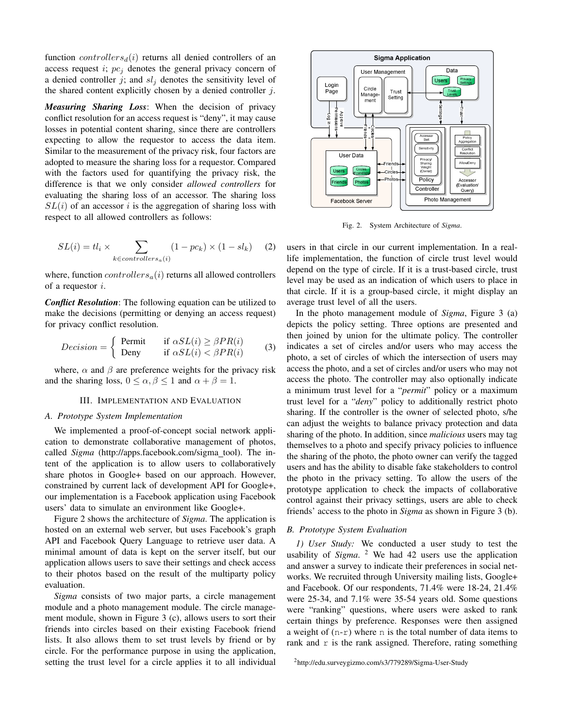function $controllers_d(i)$ returns all denied controllers of an access request $i$; $pc_j$ denotes the general privacy concern of a denied controller $j$; and $sl_j$ denotes the sensitivity level of the shared content explicitly chosen by a denied controller $j$.

***Measuring Sharing Loss***: When the decision of privacy conflict resolution for an access request is "deny", it may cause losses in potential content sharing, since there are controllers expecting to allow the requestor to access the data item. Similar to the measurement of the privacy risk, four factors are adopted to measure the sharing loss for a requestor. Compared with the factors used for quantifying the privacy risk, the difference is that we only consider *allowed controllers* for evaluating the sharing loss of an accessor. The sharing loss $SL(i)$ of an accessor $i$ is the aggregation of sharing loss with respect to all allowed controllers as follows:

$$SL(i) = tl_i \times \sum_{k \in controllers_a(i)} (1 - pc_k) \times (1 - sl_k) \quad (2)$$

where, function $controllers_a(i)$ returns all allowed controllers of a requestor $i$.

***Conflict Resolution***: The following equation can be utilized to make the decisions (permitting or denying an access request) for privacy conflict resolution.

$$Decision = \begin{cases} \text{Permit} & \text{if } \alpha SL(i) \geq \beta PR(i) \\ \text{Deny} & \text{if } \alpha SL(i) < \beta PR(i) \end{cases} \quad (3)$$

where, $\alpha$ and $\beta$ are preference weights for the privacy risk and the sharing loss, $0 \leq \alpha, \beta \leq 1$ and $\alpha + \beta = 1$.

## III. Implementation and Evaluation

### A. Prototype System Implementation

We implemented a proof-of-concept social network application to demonstrate collaborative management of photos, called *Sigma* (http://apps.facebook.com/sigma_tool). The intent of the application is to allow users to collaboratively share photos in Google+ based on our approach. However, constrained by current lack of development API for Google+, our implementation is a Facebook application using Facebook users' data to simulate an environment like Google+.

Figure 2 shows the architecture of *Sigma*. The application is hosted on an external web server, but uses Facebook's graph API and Facebook Query Language to retrieve user data. A minimal amount of data is kept on the server itself, but our application allows users to save their settings and check access to their photos based on the result of the multiparty policy evaluation.

*Sigma* consists of two major parts, a circle management module and a photo management module. The circle management module, shown in Figure 3 (c), allows users to sort their friends into circles based on their existing Facebook friend lists. It also allows them to set trust levels by friend or by circle. For the performance purpose in using the application, setting the trust level for a circle applies it to all individual users in that circle in our current implementation. In a real-life implementation, the function of circle trust level would depend on the type of circle. If it is a trust-based circle, trust level may be used as an indication of which users to place in that circle. If it is a group-based circle, it might display an average trust level of all the users.

Fig. 2. System Architecture of *Sigma*.

In the photo management module of *Sigma*, Figure 3 (a) depicts the policy setting. Three options are presented and then joined by union for the ultimate policy. The controller indicates a set of circles and/or users who may access the photo, a set of circles of which the intersection of users may access the photo, and a set of circles and/or users who may not access the photo. The controller may also optionally indicate a minimum trust level for a "*permit*" policy or a maximum trust level for a "*deny*" policy to additionally restrict photo sharing. If the controller is the owner of selected photo, s/he can adjust the weights to balance privacy protection and data sharing of the photo. In addition, since *malicious* users may tag themselves to a photo and specify privacy policies to influence the sharing of the photo, the photo owner can verify the tagged users and has the ability to disable fake stakeholders to control the photo in the privacy setting. To allow the users of the prototype application to check the impacts of collaborative control against their privacy settings, users are able to check friends' access to the photo in *Sigma* as shown in Figure 3 (b).

### B. Prototype System Evaluation

*1) User Study:* We conducted a user study to test the usability of *Sigma*. [2] We had 42 users use the application and answer a survey to indicate their preferences in social networks. We recruited through University mailing lists, Google+ and Facebook. Of our respondents, 71.4% were 18-24, 21.4% were 25-34, and 7.1% were 35-54 years old. Some questions were "ranking" questions, where users were asked to rank certain things by preference. Responses were then assigned a weight of (`n-r`) where `n` is the total number of data items to rank and `r` is the rank assigned. Therefore, rating something

[2] http://edu.surveygizmo.com/s3/779289/Sigma-User-Study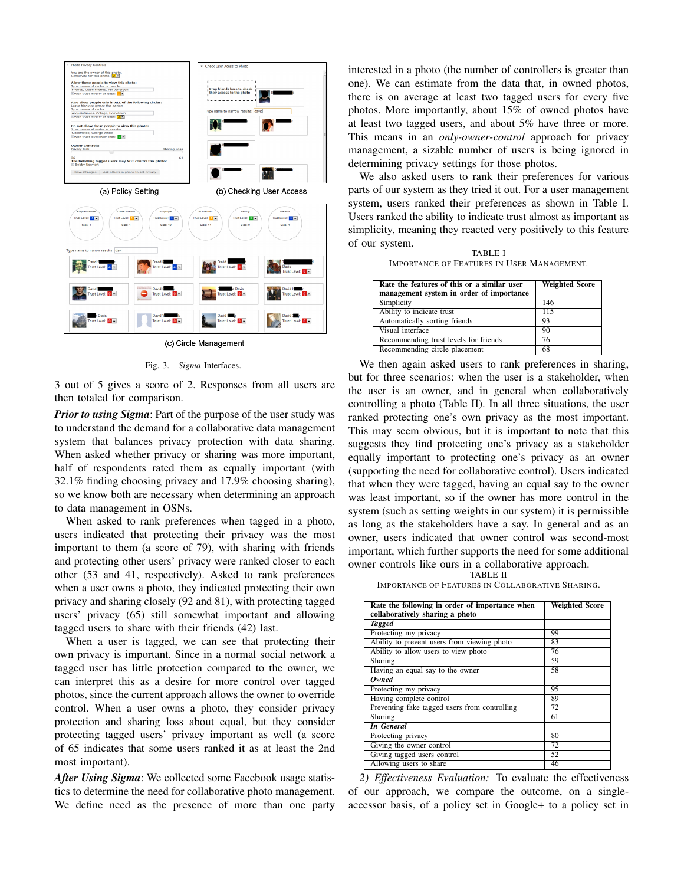(a) Policy Setting

(b) Checking User Access

(c) Circle Management

Fig. 3. *Sigma* Interfaces.

3 out of 5 gives a score of 2. Responses from all users are then totaled for comparison.

***Prior to using Sigma***: Part of the purpose of the user study was to understand the demand for a collaborative data management system that balances privacy protection with data sharing. When asked whether privacy or sharing was more important, half of respondents rated them as equally important (with 32.1% finding choosing privacy and 17.9% choosing sharing), so we know both are necessary when determining an approach to data management in OSNs.

When asked to rank preferences when tagged in a photo, users indicated that protecting their privacy was the most important to them (a score of 79), with sharing with friends and protecting other users' privacy were ranked closer to each other (53 and 41, respectively). Asked to rank preferences when a user owns a photo, they indicated protecting their own privacy and sharing closely (92 and 81), with protecting tagged users' privacy (65) still somewhat important and allowing tagged users to share with their friends (42) last.

When a user is tagged, we can see that protecting their own privacy is important. Since in a normal social network a tagged user has little protection compared to the owner, we can interpret this as a desire for more control over tagged photos, since the current approach allows the owner to override control. When a user owns a photo, they consider privacy protection and sharing loss about equal, but they consider protecting tagged users' privacy important as well (a score of 65 indicates that some users ranked it as at least the 2nd most important).

***After Using Sigma***: We collected some Facebook usage statistics to determine the need for collaborative photo management. We define need as the presence of more than one party interested in a photo (the number of controllers is greater than one). We can estimate from the data that, in owned photos, there is on average at least two tagged users for every five photos. More importantly, about 15% of owned photos have at least two tagged users, and about 5% have three or more. This means in an *only-owner-control* approach for privacy management, a sizable number of users is being ignored in determining privacy settings for those photos.

We also asked users to rank their preferences for various parts of our system as they tried it out. For a user management system, users ranked their preferences as shown in Table I. Users ranked the ability to indicate trust almost as important as simplicity, meaning they reacted very positively to this feature of our system.

TABLE I
IMPORTANCE OF FEATURES IN USER MANAGEMENT.

| Rate the features of this or a similar user management system in order of importance | Weighted Score |
|---|---|
| Simplicity | 146 |
| Ability to indicate trust | 115 |
| Automatically sorting friends | 93 |
| Visual interface | 90 |
| Recommending trust levels for friends | 76 |
| Recommending circle placement | 68 |

We then again asked users to rank preferences in sharing, but for three scenarios: when the user is a stakeholder, when the user is an owner, and in general when collaboratively controlling a photo (Table II). In all three situations, the user ranked protecting one's own privacy as the most important. This may seem obvious, but it is important to note that this suggests they find protecting one's privacy as a stakeholder equally important to protecting one's privacy as an owner (supporting the need for collaborative control). Users indicated that when they were tagged, having an equal say to the owner was least important, so if the owner has more control in the system (such as setting weights in our system) it is permissible as long as the stakeholders have a say. In general and as an owner, users indicated that owner control was second-most important, which further supports the need for some additional owner controls like ours in a collaborative approach.

TABLE II
IMPORTANCE OF FEATURES IN COLLABORATIVE SHARING.

| Rate the following in order of importance when collaboratively sharing a photo | Weighted Score |
|---|---|
| ***Tagged*** | |
| Protecting my privacy | 99 |
| Ability to prevent users from viewing photo | 83 |
| Ability to allow users to view photo | 76 |
| Sharing | 59 |
| Having an equal say to the owner | 58 |
| ***Owned*** | |
| Protecting my privacy | 95 |
| Having complete control | 89 |
| Preventing fake tagged users from controlling | 72 |
| Sharing | 61 |
| ***In General*** | |
| Protecting privacy | 80 |
| Giving the owner control | 72 |
| Giving tagged users control | 52 |
| Allowing users to share | 46 |

*2) Effectiveness Evaluation:* To evaluate the effectiveness of our approach, we compare the outcome, on a single-accessor basis, of a policy set in Google+ to a policy set in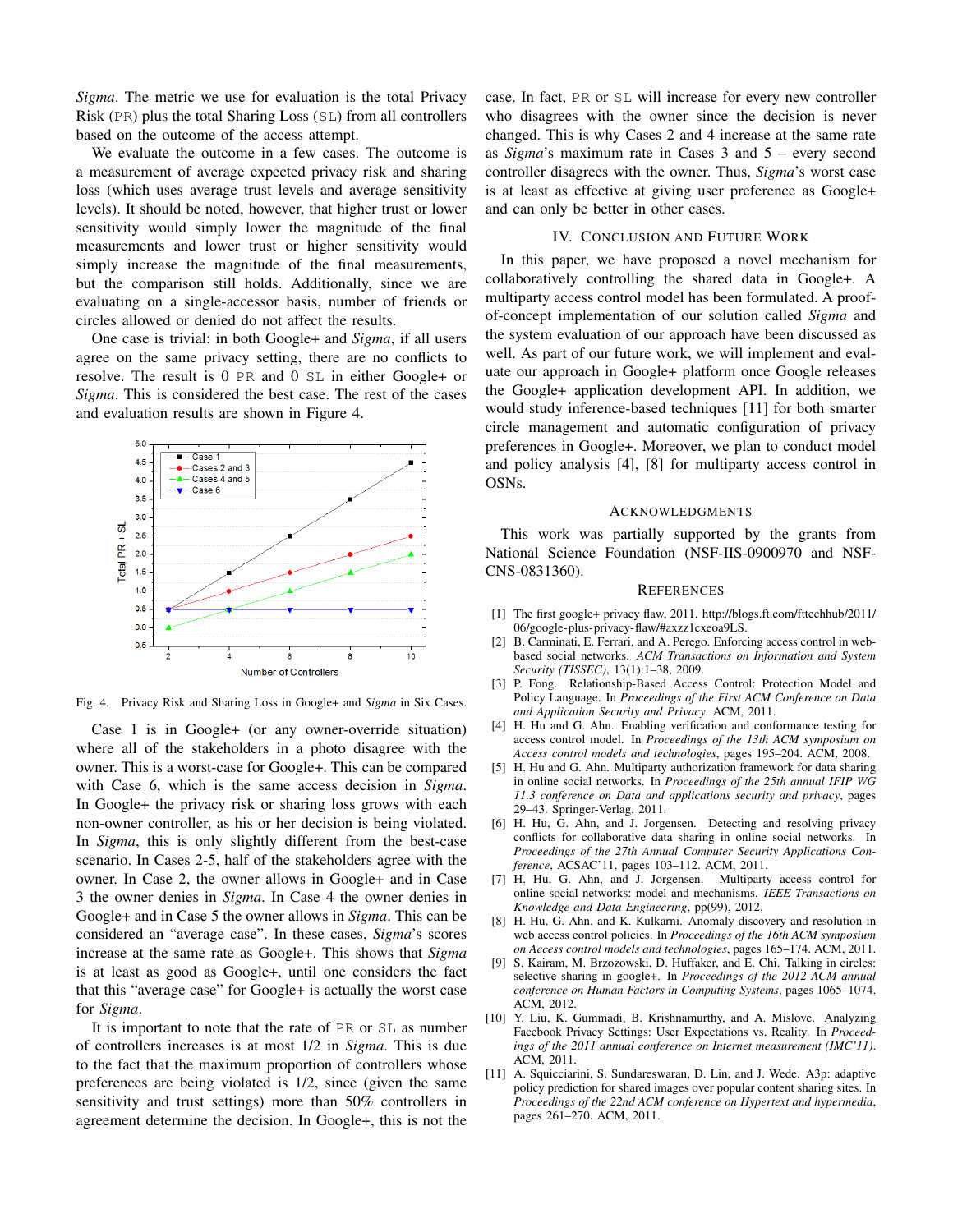*Sigma*. The metric we use for evaluation is the total Privacy Risk (PR) plus the total Sharing Loss (SL) from all controllers based on the outcome of the access attempt.

We evaluate the outcome in a few cases. The outcome is a measurement of average expected privacy risk and sharing loss (which uses average trust levels and average sensitivity levels). It should be noted, however, that higher trust or lower sensitivity would simply lower the magnitude of the final measurements and lower trust or higher sensitivity would simply increase the magnitude of the final measurements, but the comparison still holds. Additionally, since we are evaluating on a single-accessor basis, number of friends or circles allowed or denied do not affect the results.

One case is trivial: in both Google+ and *Sigma*, if all users agree on the same privacy setting, there are no conflicts to resolve. The result is 0 PR and 0 SL in either Google+ or *Sigma*. This is considered the best case. The rest of the cases and evaluation results are shown in Figure 4.

Case 1
Cases 2 and 3
Cases 4 and 5
Case 6
Total PR + SL
Number of Controllers
5.0
4.5
4.0
3.5
3.0
2.5
2.0
1.5
1.0
0.5
0.0
-0.5
2
4
6
8
10

Fig. 4. Privacy Risk and Sharing Loss in Google+ and *Sigma* in Six Cases.

Case 1 is in Google+ (or any owner-override situation) where all of the stakeholders in a photo disagree with the owner. This is a worst-case for Google+. This can be compared with Case 6, which is the same access decision in *Sigma*. In Google+ the privacy risk or sharing loss grows with each non-owner controller, as his or her decision is being violated. In *Sigma*, this is only slightly different from the best-case scenario. In Cases 2-5, half of the stakeholders agree with the owner. In Case 2, the owner allows in Google+ and in Case 3 the owner denies in *Sigma*. In Case 4 the owner denies in Google+ and in Case 5 the owner allows in *Sigma*. This can be considered an "average case". In these cases, *Sigma*'s scores increase at the same rate as Google+. This shows that *Sigma* is at least as good as Google+, until one considers the fact that this "average case" for Google+ is actually the worst case for *Sigma*.

It is important to note that the rate of PR or SL as number of controllers increases is at most 1/2 in *Sigma*. This is due to the fact that the maximum proportion of controllers whose preferences are being violated is 1/2, since (given the same sensitivity and trust settings) more than 50% controllers in agreement determine the decision. In Google+, this is not the case. In fact, PR or SL will increase for every new controller who disagrees with the owner since the decision is never changed. This is why Cases 2 and 4 increase at the same rate as *Sigma*'s maximum rate in Cases 3 and 5 – every second controller disagrees with the owner. Thus, *Sigma*'s worst case is at least as effective at giving user preference as Google+ and can only be better in other cases.

## IV. Conclusion and Future Work

In this paper, we have proposed a novel mechanism for collaboratively controlling the shared data in Google+. A multiparty access control model has been formulated. A proof-of-concept implementation of our solution called *Sigma* and the system evaluation of our approach have been discussed as well. As part of our future work, we will implement and evaluate our approach in Google+ platform once Google releases the Google+ application development API. In addition, we would study inference-based techniques [11] for both smarter circle management and automatic configuration of privacy preferences in Google+. Moreover, we plan to conduct model and policy analysis [4], [8] for multiparty access control in OSNs.

## Acknowledgments

This work was partially supported by the grants from National Science Foundation (NSF-IIS-0900970 and NSF-CNS-0831360).

## References

[1] The first google+ privacy flaw, 2011. http://blogs.ft.com/fttechhub/2011/06/google-plus-privacy-flaw/#axzz1cxeoa9LS.

[2] B. Carminati, E. Ferrari, and A. Perego. Enforcing access control in web-based social networks. *ACM Transactions on Information and System Security (TISSEC)*, 13(1):1–38, 2009.

[3] P. Fong. Relationship-Based Access Control: Protection Model and Policy Language. In *Proceedings of the First ACM Conference on Data and Application Security and Privacy*. ACM, 2011.

[4] H. Hu and G. Ahn. Enabling verification and conformance testing for access control model. In *Proceedings of the 13th ACM symposium on Access control models and technologies*, pages 195–204. ACM, 2008.

[5] H. Hu and G. Ahn. Multiparty authorization framework for data sharing in online social networks. In *Proceedings of the 25th annual IFIP WG 11.3 conference on Data and applications security and privacy*, pages 29–43. Springer-Verlag, 2011.

[6] H. Hu, G. Ahn, and J. Jorgensen. Detecting and resolving privacy conflicts for collaborative data sharing in online social networks. In *Proceedings of the 27th Annual Computer Security Applications Conference*, ACSAC'11, pages 103–112. ACM, 2011.

[7] H. Hu, G. Ahn, and J. Jorgensen. Multiparty access control for online social networks: model and mechanisms. *IEEE Transactions on Knowledge and Data Engineering*, pp(99), 2012.

[8] H. Hu, G. Ahn, and K. Kulkarni. Anomaly discovery and resolution in web access control policies. In *Proceedings of the 16th ACM symposium on Access control models and technologies*, pages 165–174. ACM, 2011.

[9] S. Kairam, M. Brzozowski, D. Huffaker, and E. Chi. Talking in circles: selective sharing in google+. In *Proceedings of the 2012 ACM annual conference on Human Factors in Computing Systems*, pages 1065–1074. ACM, 2012.

[10] Y. Liu, K. Gummadi, B. Krishnamurthy, and A. Mislove. Analyzing Facebook Privacy Settings: User Expectations vs. Reality. In *Proceedings of the 2011 annual conference on Internet measurement (IMC'11)*. ACM, 2011.

[11] A. Squicciarini, S. Sundareswaran, D. Lin, and J. Wede. A3p: adaptive policy prediction for shared images over popular content sharing sites. In *Proceedings of the 22nd ACM conference on Hypertext and hypermedia*, pages 261–270. ACM, 2011.